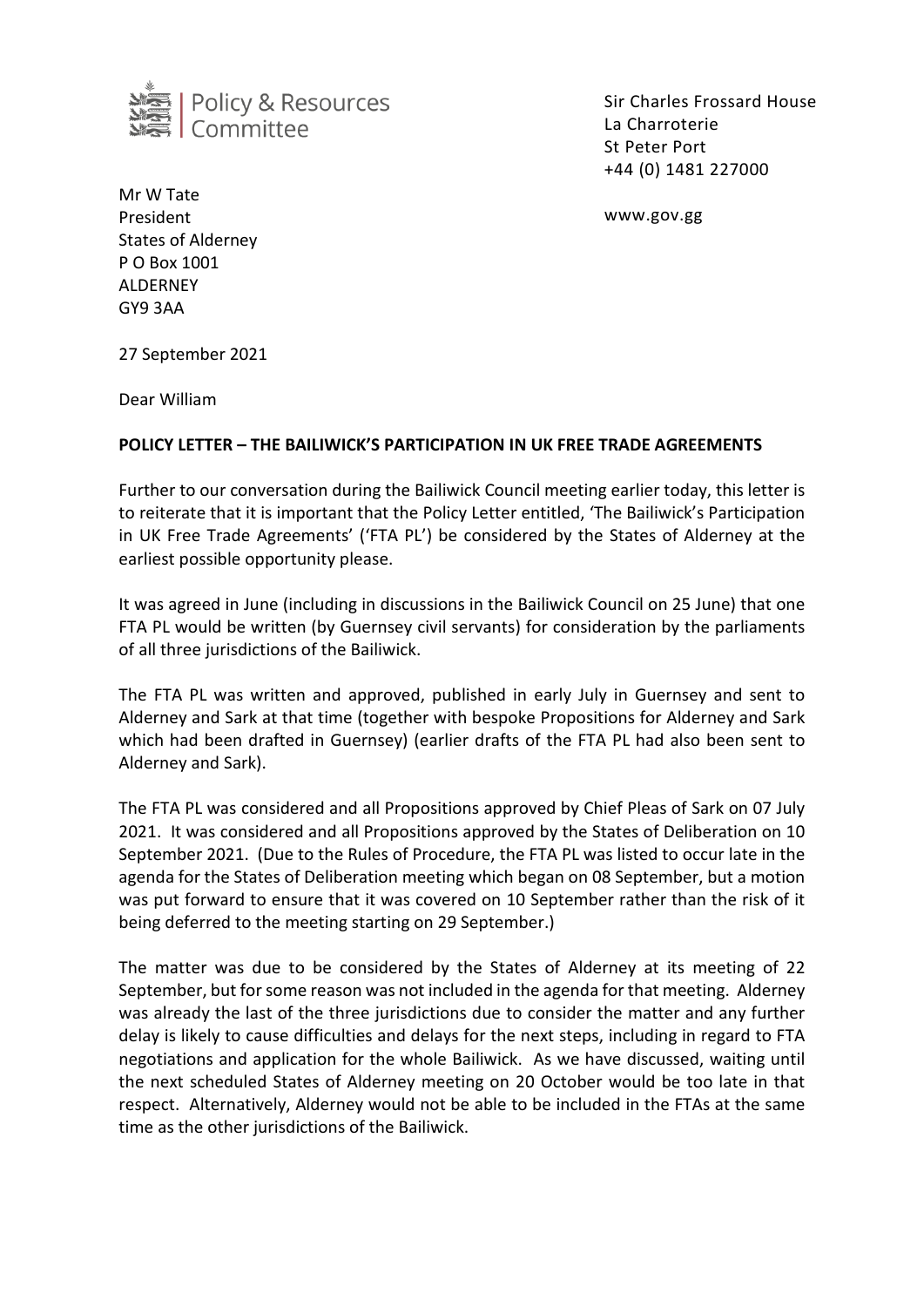Policy & Resources Committee

Sir Charles Frossard House
La Charroterie
St Peter Port
+44 (0) 1481 227000

www.gov.gg

Mr W Tate
President
States of Alderney
P O Box 1001
ALDERNEY
GY9 3AA

27 September 2021

Dear William

**POLICY LETTER – THE BAILIWICK'S PARTICIPATION IN UK FREE TRADE AGREEMENTS**

Further to our conversation during the Bailiwick Council meeting earlier today, this letter is to reiterate that it is important that the Policy Letter entitled, 'The Bailiwick's Participation in UK Free Trade Agreements' ('FTA PL') be considered by the States of Alderney at the earliest possible opportunity please.

It was agreed in June (including in discussions in the Bailiwick Council on 25 June) that one FTA PL would be written (by Guernsey civil servants) for consideration by the parliaments of all three jurisdictions of the Bailiwick.

The FTA PL was written and approved, published in early July in Guernsey and sent to Alderney and Sark at that time (together with bespoke Propositions for Alderney and Sark which had been drafted in Guernsey) (earlier drafts of the FTA PL had also been sent to Alderney and Sark).

The FTA PL was considered and all Propositions approved by Chief Pleas of Sark on 07 July 2021. It was considered and all Propositions approved by the States of Deliberation on 10 September 2021. (Due to the Rules of Procedure, the FTA PL was listed to occur late in the agenda for the States of Deliberation meeting which began on 08 September, but a motion was put forward to ensure that it was covered on 10 September rather than the risk of it being deferred to the meeting starting on 29 September.)

The matter was due to be considered by the States of Alderney at its meeting of 22 September, but for some reason was not included in the agenda for that meeting. Alderney was already the last of the three jurisdictions due to consider the matter and any further delay is likely to cause difficulties and delays for the next steps, including in regard to FTA negotiations and application for the whole Bailiwick. As we have discussed, waiting until the next scheduled States of Alderney meeting on 20 October would be too late in that respect. Alternatively, Alderney would not be able to be included in the FTAs at the same time as the other jurisdictions of the Bailiwick.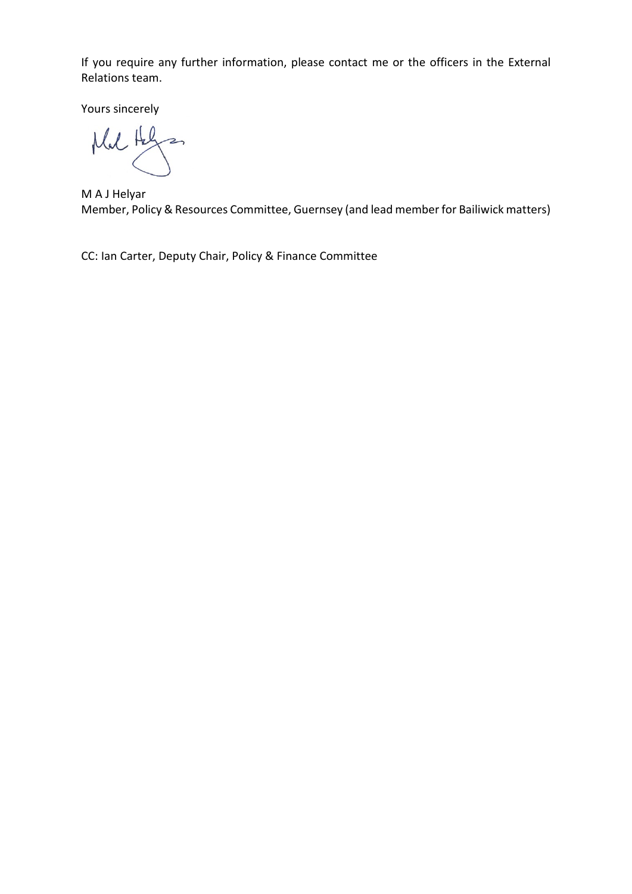If you require any further information, please contact me or the officers in the External Relations team.

Yours sincerely

M A J Helyar
Member, Policy & Resources Committee, Guernsey (and lead member for Bailiwick matters)

CC: Ian Carter, Deputy Chair, Policy & Finance Committee